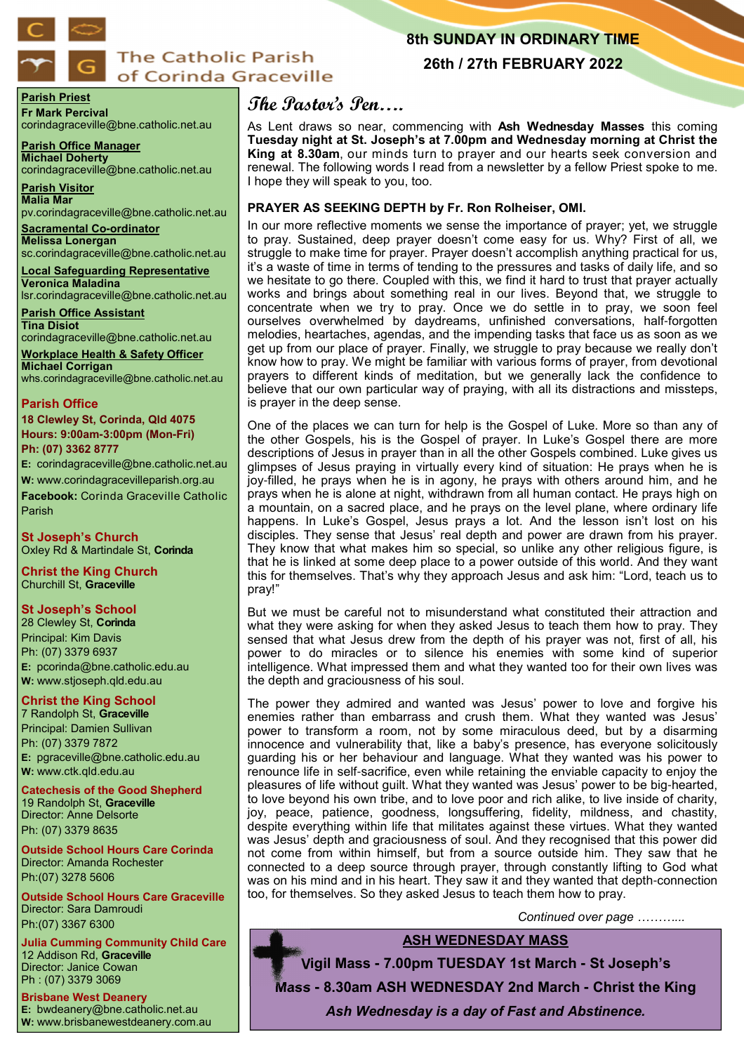# The Catholic Parish of Corinda Graceville

**8th SUNDAY IN ORDINARY TIME**

**26th / 27th FEBRUARY 2022**

**Parish Priest**
**Fr Mark Percival**
corindagraceville@bne.catholic.net.au

**Parish Office Manager**
**Michael Doherty**
corindagraceville@bne.catholic.net.au

**Parish Visitor**
**Malia Mar**
pv.corindagraceville@bne.catholic.net.au

**Sacramental Co-ordinator**
**Melissa Lonergan**
sc.corindagraceville@bne.catholic.net.au

**Local Safeguarding Representative**
**Veronica Maladina**
lsr.corindagraceville@bne.catholic.net.au

**Parish Office Assistant**
**Tina Disiot**
corindagraceville@bne.catholic.net.au

**Workplace Health & Safety Officer**
**Michael Corrigan**
whs.corindagraceville@bne.catholic.net.au

**Parish Office**
**18 Clewley St, Corinda, Qld 4075**
**Hours: 9:00am-3:00pm (Mon-Fri)**
**Ph: (07) 3362 8777**
**E:** corindagraceville@bne.catholic.net.au
**W:** www.corindagracevilleparish.org.au
**Facebook:** Corinda Graceville Catholic Parish

**St Joseph's Church**
Oxley Rd & Martindale St, **Corinda**

**Christ the King Church**
Churchill St, **Graceville**

**St Joseph's School**
28 Clewley St, **Corinda**
Principal: Kim Davis
Ph: (07) 3379 6937
**E:** pcorinda@bne.catholic.edu.au
**W:** www.stjoseph.qld.edu.au

**Christ the King School**
7 Randolph St, **Graceville**
Principal: Damien Sullivan
Ph: (07) 3379 7872
**E:** pgraceville@bne.catholic.edu.au
**W:** www.ctk.qld.edu.au

**Catechesis of the Good Shepherd**
19 Randolph St, **Graceville**
Director: Anne Delsorte
Ph: (07) 3379 8635

**Outside School Hours Care Corinda**
Director: Amanda Rochester
Ph:(07) 3278 5606

**Outside School Hours Care Graceville**
Director: Sara Damroudi
Ph:(07) 3367 6300

**Julia Cumming Community Child Care**
12 Addison Rd, **Graceville**
Director: Janice Cowan
Ph : (07) 3379 3069

**Brisbane West Deanery**
**E:** bwdeanery@bne.catholic.net.au
**W:** www.brisbanewestdeanery.com.au

## The Pastor's Pen….

As Lent draws so near, commencing with **Ash Wednesday Masses** this coming **Tuesday night at St. Joseph's at 7.00pm and Wednesday morning at Christ the King at 8.30am**, our minds turn to prayer and our hearts seek conversion and renewal. The following words I read from a newsletter by a fellow Priest spoke to me. I hope they will speak to you, too.

**PRAYER AS SEEKING DEPTH by Fr. Ron Rolheiser, OMI.**

In our more reflective moments we sense the importance of prayer; yet, we struggle to pray. Sustained, deep prayer doesn't come easy for us. Why? First of all, we struggle to make time for prayer. Prayer doesn't accomplish anything practical for us, it's a waste of time in terms of tending to the pressures and tasks of daily life, and so we hesitate to go there. Coupled with this, we find it hard to trust that prayer actually works and brings about something real in our lives. Beyond that, we struggle to concentrate when we try to pray. Once we do settle in to pray, we soon feel ourselves overwhelmed by daydreams, unfinished conversations, half-forgotten melodies, heartaches, agendas, and the impending tasks that face us as soon as we get up from our place of prayer. Finally, we struggle to pray because we really don't know how to pray. We might be familiar with various forms of prayer, from devotional prayers to different kinds of meditation, but we generally lack the confidence to believe that our own particular way of praying, with all its distractions and missteps, is prayer in the deep sense.

One of the places we can turn for help is the Gospel of Luke. More so than any of the other Gospels, his is the Gospel of prayer. In Luke's Gospel there are more descriptions of Jesus in prayer than in all the other Gospels combined. Luke gives us glimpses of Jesus praying in virtually every kind of situation: He prays when he is joy-filled, he prays when he is in agony, he prays with others around him, and he prays when he is alone at night, withdrawn from all human contact. He prays high on a mountain, on a sacred place, and he prays on the level plane, where ordinary life happens. In Luke's Gospel, Jesus prays a lot. And the lesson isn't lost on his disciples. They sense that Jesus' real depth and power are drawn from his prayer. They know that what makes him so special, so unlike any other religious figure, is that he is linked at some deep place to a power outside of this world. And they want this for themselves. That's why they approach Jesus and ask him: "Lord, teach us to pray!"

But we must be careful not to misunderstand what constituted their attraction and what they were asking for when they asked Jesus to teach them how to pray. They sensed that what Jesus drew from the depth of his prayer was not, first of all, his power to do miracles or to silence his enemies with some kind of superior intelligence. What impressed them and what they wanted too for their own lives was the depth and graciousness of his soul.

The power they admired and wanted was Jesus' power to love and forgive his enemies rather than embarrass and crush them. What they wanted was Jesus' power to transform a room, not by some miraculous deed, but by a disarming innocence and vulnerability that, like a baby's presence, has everyone solicitously guarding his or her behaviour and language. What they wanted was his power to renounce life in self-sacrifice, even while retaining the enviable capacity to enjoy the pleasures of life without guilt. What they wanted was Jesus' power to be big-hearted, to love beyond his own tribe, and to love poor and rich alike, to live inside of charity, joy, peace, patience, goodness, longsuffering, fidelity, mildness, and chastity, despite everything within life that militates against these virtues. What they wanted was Jesus' depth and graciousness of soul. And they recognised that this power did not come from within himself, but from a source outside him. They saw that he connected to a deep source through prayer, through constantly lifting to God what was on his mind and in his heart. They saw it and they wanted that depth-connection too, for themselves. So they asked Jesus to teach them how to pray.

*Continued over page ………...*

**ASH WEDNESDAY MASS**

**Vigil Mass - 7.00pm TUESDAY 1st March - St Joseph's**

**Mass - 8.30am ASH WEDNESDAY 2nd March - Christ the King**

***Ash Wednesday is a day of Fast and Abstinence.***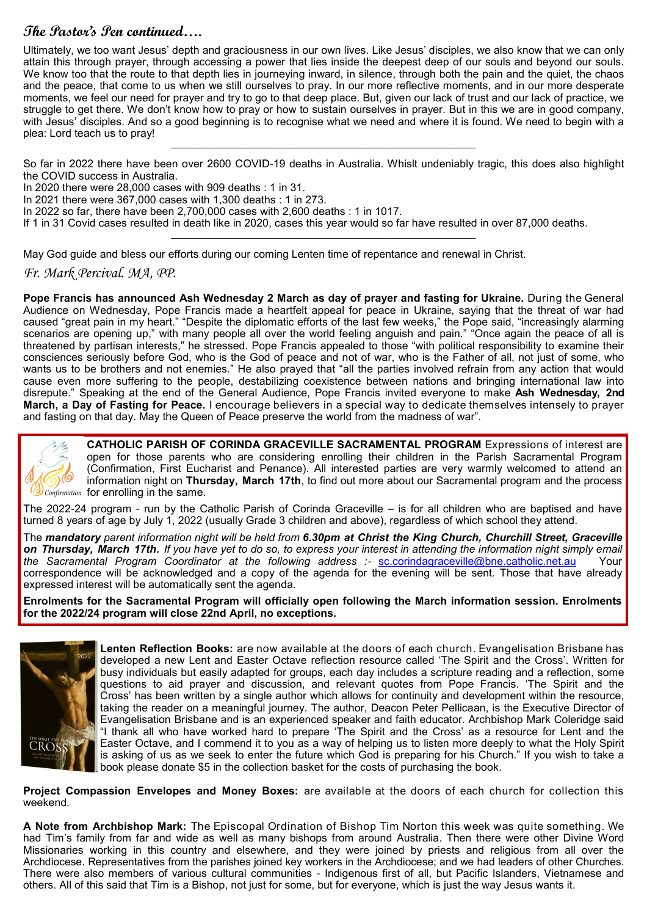## The Pastor's Pen continued….

Ultimately, we too want Jesus' depth and graciousness in our own lives. Like Jesus' disciples, we also know that we can only attain this through prayer, through accessing a power that lies inside the deepest deep of our souls and beyond our souls. We know too that the route to that depth lies in journeying inward, in silence, through both the pain and the quiet, the chaos and the peace, that come to us when we still ourselves to pray. In our more reflective moments, and in our more desperate moments, we feel our need for prayer and try to go to that deep place. But, given our lack of trust and our lack of practice, we struggle to get there. We don't know how to pray or how to sustain ourselves in prayer. But in this we are in good company, with Jesus' disciples. And so a good beginning is to recognise what we need and where it is found. We need to begin with a plea: Lord teach us to pray!

---

So far in 2022 there have been over 2600 COVID-19 deaths in Australia. Whilst undeniably tragic, this does also highlight the COVID success in Australia.

In 2020 there were 28,000 cases with 909 deaths : 1 in 31.

In 2021 there were 367,000 cases with 1,300 deaths : 1 in 273.

In 2022 so far, there have been 2,700,000 cases with 2,600 deaths : 1 in 1017.

If 1 in 31 Covid cases resulted in death like in 2020, cases this year would so far have resulted in over 87,000 deaths.

---

May God guide and bless our efforts during our coming Lenten time of repentance and renewal in Christ.

*Fr. Mark Percival. MA, PP.*

**Pope Francis has announced Ash Wednesday 2 March as day of prayer and fasting for Ukraine.** During the General Audience on Wednesday, Pope Francis made a heartfelt appeal for peace in Ukraine, saying that the threat of war had caused "great pain in my heart." "Despite the diplomatic efforts of the last few weeks," the Pope said, "increasingly alarming scenarios are opening up," with many people all over the world feeling anguish and pain." "Once again the peace of all is threatened by partisan interests," he stressed. Pope Francis appealed to those "with political responsibility to examine their consciences seriously before God, who is the God of peace and not of war, who is the Father of all, not just of some, who wants us to be brothers and not enemies." He also prayed that "all the parties involved refrain from any action that would cause even more suffering to the people, destabilizing coexistence between nations and bringing international law into disrepute." Speaking at the end of the General Audience, Pope Francis invited everyone to make **Ash Wednesday, 2nd March, a Day of Fasting for Peace.** I encourage believers in a special way to dedicate themselves intensely to prayer and fasting on that day. May the Queen of Peace preserve the world from the madness of war".

**CATHOLIC PARISH OF CORINDA GRACEVILLE SACRAMENTAL PROGRAM** Expressions of interest are open for those parents who are considering enrolling their children in the Parish Sacramental Program (Confirmation, First Eucharist and Penance). All interested parties are very warmly welcomed to attend an information night on **Thursday, March 17th**, to find out more about our Sacramental program and the process for enrolling in the same.

The 2022-24 program - run by the Catholic Parish of Corinda Graceville – is for all children who are baptised and have turned 8 years of age by July 1, 2022 (usually Grade 3 children and above), regardless of which school they attend.

The ***mandatory*** *parent information night will be held from* ***6.30pm at Christ the King Church, Churchill Street, Graceville on Thursday, March 17th.*** *If you have yet to do so, to express your interest in attending the information night simply email the Sacramental Program Coordinator at the following address :-* sc.corindagraceville@bne.catholic.net.au Your correspondence will be acknowledged and a copy of the agenda for the evening will be sent. Those that have already expressed interest will be automatically sent the agenda.

**Enrolments for the Sacramental Program will officially open following the March information session. Enrolments for the 2022/24 program will close 22nd April, no exceptions.**

**Lenten Reflection Books:** are now available at the doors of each church. Evangelisation Brisbane has developed a new Lent and Easter Octave reflection resource called 'The Spirit and the Cross'. Written for busy individuals but easily adapted for groups, each day includes a scripture reading and a reflection, some questions to aid prayer and discussion, and relevant quotes from Pope Francis. 'The Spirit and the Cross' has been written by a single author which allows for continuity and development within the resource, taking the reader on a meaningful journey. The author, Deacon Peter Pellicaan, is the Executive Director of Evangelisation Brisbane and is an experienced speaker and faith educator. Archbishop Mark Coleridge said "I thank all who have worked hard to prepare 'The Spirit and the Cross' as a resource for Lent and the Easter Octave, and I commend it to you as a way of helping us to listen more deeply to what the Holy Spirit is asking of us as we seek to enter the future which God is preparing for his Church." If you wish to take a book please donate $5 in the collection basket for the costs of purchasing the book.

**Project Compassion Envelopes and Money Boxes:** are available at the doors of each church for collection this weekend.

**A Note from Archbishop Mark:** The Episcopal Ordination of Bishop Tim Norton this week was quite something. We had Tim's family from far and wide as well as many bishops from around Australia. Then there were other Divine Word Missionaries working in this country and elsewhere, and they were joined by priests and religious from all over the Archdiocese. Representatives from the parishes joined key workers in the Archdiocese; and we had leaders of other Churches. There were also members of various cultural communities - Indigenous first of all, but Pacific Islanders, Vietnamese and others. All of this said that Tim is a Bishop, not just for some, but for everyone, which is just the way Jesus wants it.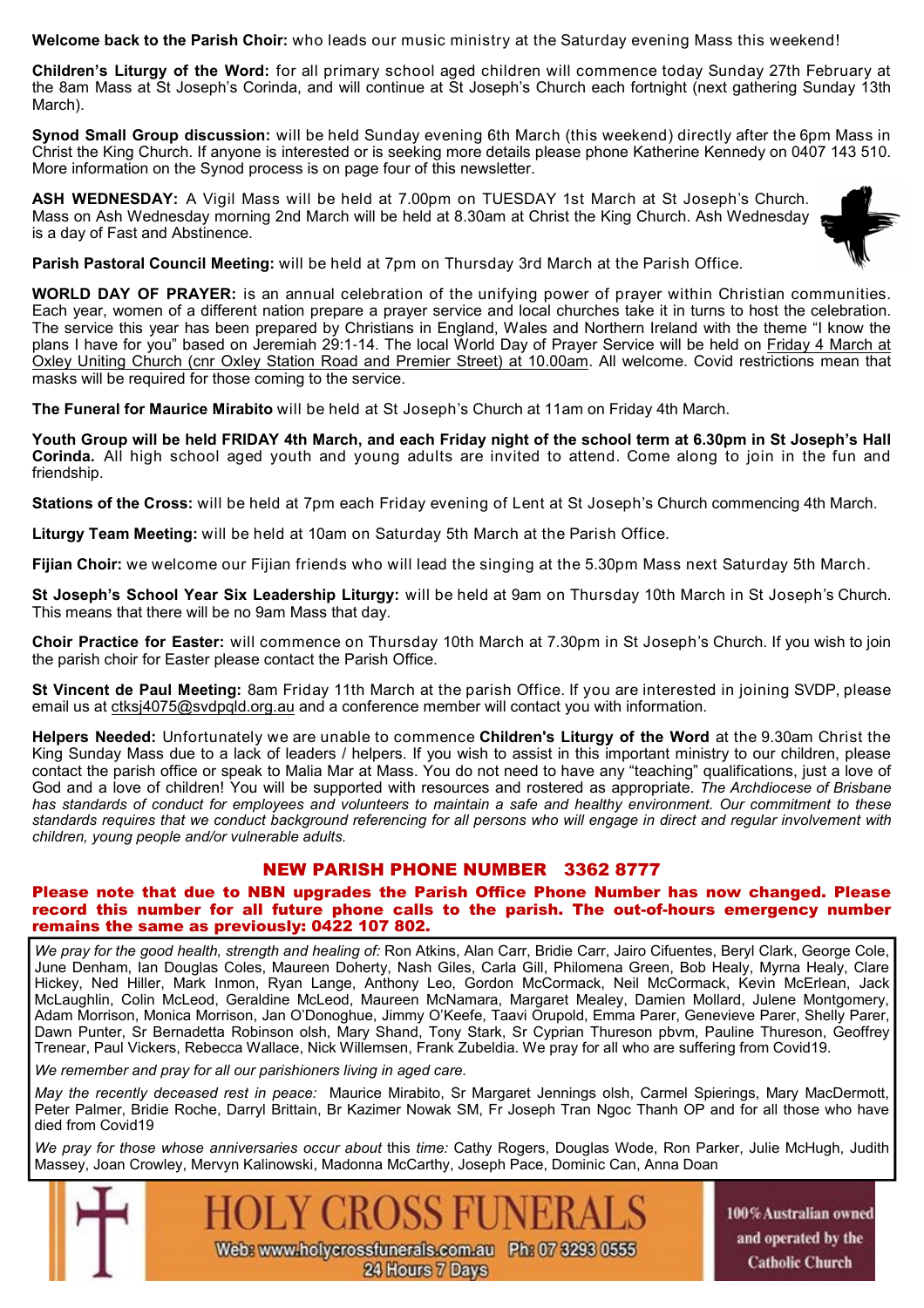**Welcome back to the Parish Choir:** who leads our music ministry at the Saturday evening Mass this weekend!

**Children's Liturgy of the Word:** for all primary school aged children will commence today Sunday 27th February at the 8am Mass at St Joseph's Corinda, and will continue at St Joseph's Church each fortnight (next gathering Sunday 13th March).

**Synod Small Group discussion:** will be held Sunday evening 6th March (this weekend) directly after the 6pm Mass in Christ the King Church. If anyone is interested or is seeking more details please phone Katherine Kennedy on 0407 143 510. More information on the Synod process is on page four of this newsletter.

**ASH WEDNESDAY:** A Vigil Mass will be held at 7.00pm on TUESDAY 1st March at St Joseph's Church. Mass on Ash Wednesday morning 2nd March will be held at 8.30am at Christ the King Church. Ash Wednesday is a day of Fast and Abstinence.

**Parish Pastoral Council Meeting:** will be held at 7pm on Thursday 3rd March at the Parish Office.

**WORLD DAY OF PRAYER:** is an annual celebration of the unifying power of prayer within Christian communities. Each year, women of a different nation prepare a prayer service and local churches take it in turns to host the celebration. The service this year has been prepared by Christians in England, Wales and Northern Ireland with the theme "I know the plans I have for you" based on Jeremiah 29:1-14. The local World Day of Prayer Service will be held on Friday 4 March at Oxley Uniting Church (cnr Oxley Station Road and Premier Street) at 10.00am. All welcome. Covid restrictions mean that masks will be required for those coming to the service.

**The Funeral for Maurice Mirabito** will be held at St Joseph's Church at 11am on Friday 4th March.

**Youth Group will be held FRIDAY 4th March, and each Friday night of the school term at 6.30pm in St Joseph's Hall Corinda.** All high school aged youth and young adults are invited to attend. Come along to join in the fun and friendship.

**Stations of the Cross:** will be held at 7pm each Friday evening of Lent at St Joseph's Church commencing 4th March.

**Liturgy Team Meeting:** will be held at 10am on Saturday 5th March at the Parish Office.

**Fijian Choir:** we welcome our Fijian friends who will lead the singing at the 5.30pm Mass next Saturday 5th March.

**St Joseph's School Year Six Leadership Liturgy:** will be held at 9am on Thursday 10th March in St Joseph's Church. This means that there will be no 9am Mass that day.

**Choir Practice for Easter:** will commence on Thursday 10th March at 7.30pm in St Joseph's Church. If you wish to join the parish choir for Easter please contact the Parish Office.

**St Vincent de Paul Meeting:** 8am Friday 11th March at the parish Office. If you are interested in joining SVDP, please email us at ctksj4075@svdpqld.org.au and a conference member will contact you with information.

**Helpers Needed:** Unfortunately we are unable to commence **Children's Liturgy of the Word** at the 9.30am Christ the King Sunday Mass due to a lack of leaders / helpers. If you wish to assist in this important ministry to our children, please contact the parish office or speak to Malia Mar at Mass. You do not need to have any "teaching" qualifications, just a love of God and a love of children! You will be supported with resources and rostered as appropriate. *The Archdiocese of Brisbane has standards of conduct for employees and volunteers to maintain a safe and healthy environment. Our commitment to these standards requires that we conduct background referencing for all persons who will engage in direct and regular involvement with children, young people and/or vulnerable adults.*

## NEW PARISH PHONE NUMBER 3362 8777

**Please note that due to NBN upgrades the Parish Office Phone Number has now changed. Please record this number for all future phone calls to the parish. The out-of-hours emergency number remains the same as previously: 0422 107 802.**

*We pray for the good health, strength and healing of:* Ron Atkins, Alan Carr, Bridie Carr, Jairo Cifuentes, Beryl Clark, George Cole, June Denham, Ian Douglas Coles, Maureen Doherty, Nash Giles, Carla Gill, Philomena Green, Bob Healy, Myrna Healy, Clare Hickey, Ned Hiller, Mark Inmon, Ryan Lange, Anthony Leo, Gordon McCormack, Neil McCormack, Kevin McErlean, Jack McLaughlin, Colin McLeod, Geraldine McLeod, Maureen McNamara, Margaret Mealey, Damien Mollard, Julene Montgomery, Adam Morrison, Monica Morrison, Jan O'Donoghue, Jimmy O'Keefe, Taavi Orupold, Emma Parer, Genevieve Parer, Shelly Parer, Dawn Punter, Sr Bernadetta Robinson olsh, Mary Shand, Tony Stark, Sr Cyprian Thureson pbvm, Pauline Thureson, Geoffrey Trenear, Paul Vickers, Rebecca Wallace, Nick Willemsen, Frank Zubeldia. We pray for all who are suffering from Covid19.

*We remember and pray for all our parishioners living in aged care.*

*May the recently deceased rest in peace:* Maurice Mirabito, Sr Margaret Jennings olsh, Carmel Spierings, Mary MacDermott, Peter Palmer, Bridie Roche, Darryl Brittain, Br Kazimer Nowak SM, Fr Joseph Tran Ngoc Thanh OP and for all those who have died from Covid19

*We pray for those whose anniversaries occur about* this *time:* Cathy Rogers, Douglas Wode, Ron Parker, Julie McHugh, Judith Massey, Joan Crowley, Mervyn Kalinowski, Madonna McCarthy, Joseph Pace, Dominic Can, Anna Doan

HOLY CROSS FUNERALS

Web: www.holycrossfunerals.com.au Ph: 07 3293 0555
24 Hours 7 Days

100% Australian owned and operated by the Catholic Church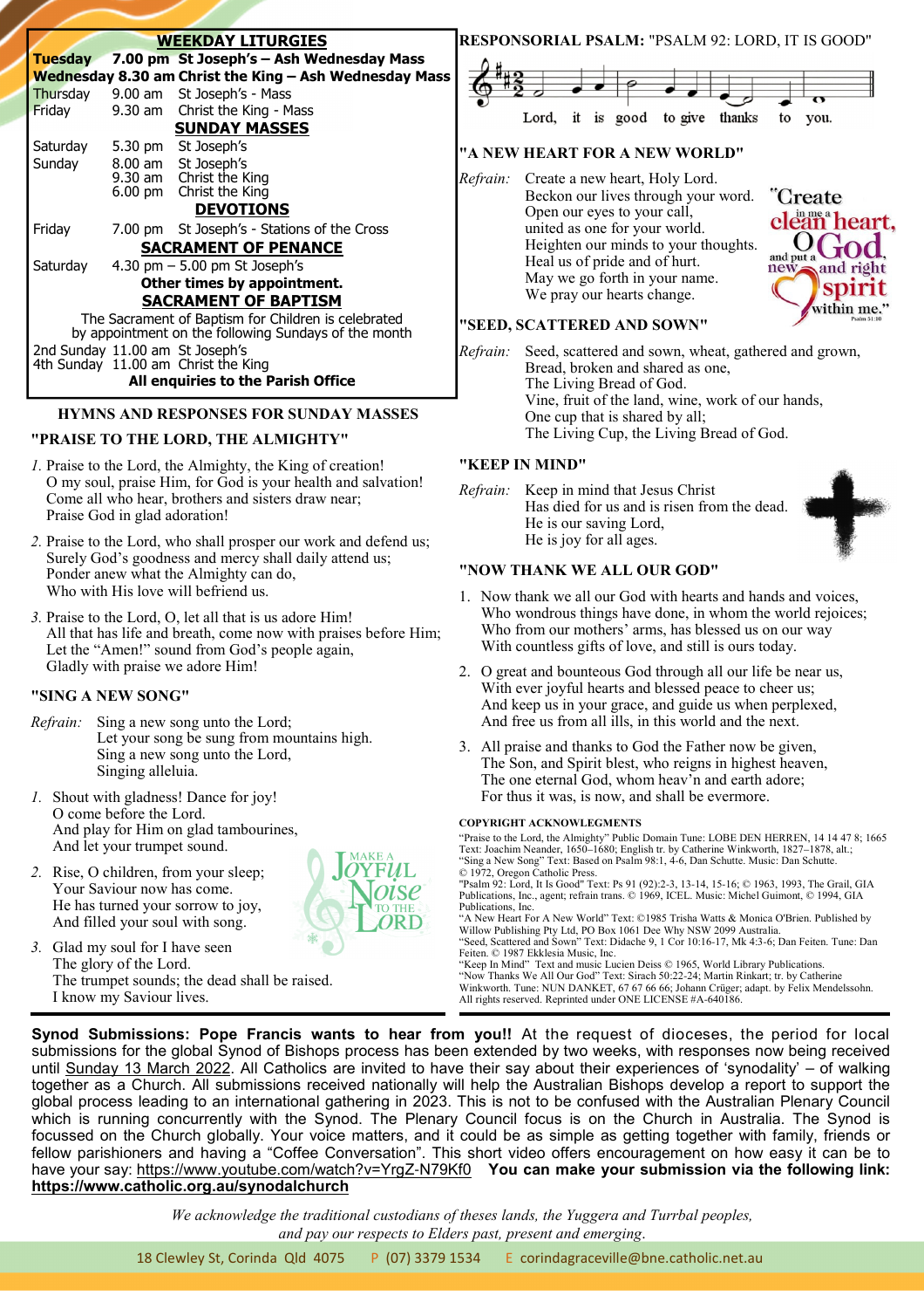## WEEKDAY LITURGIES

**Tuesday 7.00 pm St Joseph's – Ash Wednesday Mass**
**Wednesday 8.30 am Christ the King – Ash Wednesday Mass**
Thursday 9.00 am St Joseph's - Mass
Friday 9.30 am Christ the King - Mass

## SUNDAY MASSES

Saturday 5.30 pm St Joseph's
Sunday 8.00 am St Joseph's
9.30 am Christ the King
6.00 pm Christ the King

## DEVOTIONS

Friday 7.00 pm St Joseph's - Stations of the Cross

## SACRAMENT OF PENANCE

Saturday 4.30 pm – 5.00 pm St Joseph's
**Other times by appointment.**

## SACRAMENT OF BAPTISM

The Sacrament of Baptism for Children is celebrated by appointment on the following Sundays of the month
2nd Sunday 11.00 am St Joseph's
4th Sunday 11.00 am Christ the King
**All enquiries to the Parish Office**

## HYMNS AND RESPONSES FOR SUNDAY MASSES

### "PRAISE TO THE LORD, THE ALMIGHTY"

1. Praise to the Lord, the Almighty, the King of creation!
O my soul, praise Him, for God is your health and salvation!
Come all who hear, brothers and sisters draw near;
Praise God in glad adoration!

2. Praise to the Lord, who shall prosper our work and defend us;
Surely God's goodness and mercy shall daily attend us;
Ponder anew what the Almighty can do,
Who with His love will befriend us.

3. Praise to the Lord, O, let all that is us adore Him!
All that has life and breath, come now with praises before Him;
Let the "Amen!" sound from God's people again,
Gladly with praise we adore Him!

### "SING A NEW SONG"

*Refrain:* Sing a new song unto the Lord;
Let your song be sung from mountains high.
Sing a new song unto the Lord,
Singing alleluia.

1. Shout with gladness! Dance for joy!
O come before the Lord.
And play for Him on glad tambourines,
And let your trumpet sound.

2. Rise, O children, from your sleep;
Your Saviour now has come.
He has turned your sorrow to joy,
And filled your soul with song.

3. Glad my soul for I have seen
The glory of the Lord.
The trumpet sounds; the dead shall be raised.
I know my Saviour lives.

### RESPONSORIAL PSALM: "PSALM 92: LORD, IT IS GOOD"

Lord, it is good to give thanks to you.

### "A NEW HEART FOR A NEW WORLD"

*Refrain:* Create a new heart, Holy Lord.
Beckon our lives through your word.
Open our eyes to your call,
united as one for your world.
Heighten our minds to your thoughts.
Heal us of pride and of hurt.
May we go forth in your name.
We pray our hearts change.

"Create in me a clean heart, O God, and put a new and right spirit within me." Psalm 51:10

### "SEED, SCATTERED AND SOWN"

*Refrain:* Seed, scattered and sown, wheat, gathered and grown,
Bread, broken and shared as one,
The Living Bread of God.
Vine, fruit of the land, wine, work of our hands,
One cup that is shared by all;
The Living Cup, the Living Bread of God.

### "KEEP IN MIND"

*Refrain:* Keep in mind that Jesus Christ
Has died for us and is risen from the dead.
He is our saving Lord,
He is joy for all ages.

### "NOW THANK WE ALL OUR GOD"

1. Now thank we all our God with hearts and hands and voices,
Who wondrous things have done, in whom the world rejoices;
Who from our mothers' arms, has blessed us on our way
With countless gifts of love, and still is ours today.

2. O great and bounteous God through all our life be near us,
With ever joyful hearts and blessed peace to cheer us;
And keep us in your grace, and guide us when perplexed,
And free us from all ills, in this world and the next.

3. All praise and thanks to God the Father now be given,
The Son, and Spirit blest, who reigns in highest heaven,
The one eternal God, whom heav'n and earth adore;
For thus it was, is now, and shall be evermore.

#### COPYRIGHT ACKNOWLEGMENTS

"Praise to the Lord, the Almighty" Public Domain Tune: LOBE DEN HERREN, 14 14 47 8; 1665 Text: Joachim Neander, 1650–1680; English tr. by Catherine Winkworth, 1827–1878, alt.;
"Sing a New Song" Text: Based on Psalm 98:1, 4-6, Dan Schutte. Music: Dan Schutte. © 1972, Oregon Catholic Press.
"Psalm 92: Lord, It Is Good" Text: Ps 91 (92):2-3, 13-14, 15-16; © 1963, 1993, The Grail, GIA Publications, Inc., agent; refrain trans. © 1969, ICEL. Music: Michel Guimont, © 1994, GIA Publications, Inc.
"A New Heart For A New World" Text: ©1985 Trisha Watts & Monica O'Brien. Published by Willow Publishing Pty Ltd, PO Box 107 Dee Why NSW 2099 Australia.
"Seed, Scattered and Sown" Text: Didache 9, 1 Cor 10:16-17, Mk 4:3-6; Dan Feiten. Tune: Dan Feiten. © 1987 Ekklesia Music, Inc.
"Keep In Mind" Text and music Lucien Deiss © 1965, World Library Publications.
"Now Thanks We All Our God" Text: Sirach 50:22-24; Martin Rinkart; tr. by Catherine Winkworth. Tune: NUN DANKET, 67 67 66 66; Johann Crüger; adapt. by Felix Mendelssohn.
All rights reserved. Reprinted under ONE LICENSE #A-640186.

**Synod Submissions: Pope Francis wants to hear from you!!** At the request of dioceses, the period for local submissions for the global Synod of Bishops process has been extended by two weeks, with responses now being received until Sunday 13 March 2022. All Catholics are invited to have their say about their experiences of 'synodality' – of walking together as a Church. All submissions received nationally will help the Australian Bishops develop a report to support the global process leading to an international gathering in 2023. This is not to be confused with the Australian Plenary Council which is running concurrently with the Synod. The Plenary Council focus is on the Church in Australia. The Synod is focussed on the Church globally. Your voice matters, and it could be as simple as getting together with family, friends or fellow parishioners and having a "Coffee Conversation". This short video offers encouragement on how easy it can be to have your say: https://www.youtube.com/watch?v=YrgZ-N79Kf0 **You can make your submission via the following link: https://www.catholic.org.au/synodalchurch**

*We acknowledge the traditional custodians of theses lands, the Yuggera and Turrbal peoples, and pay our respects to Elders past, present and emerging.*

18 Clewley St, Corinda Qld 4075 P (07) 3379 1534 E corindagraceville@bne.catholic.net.au